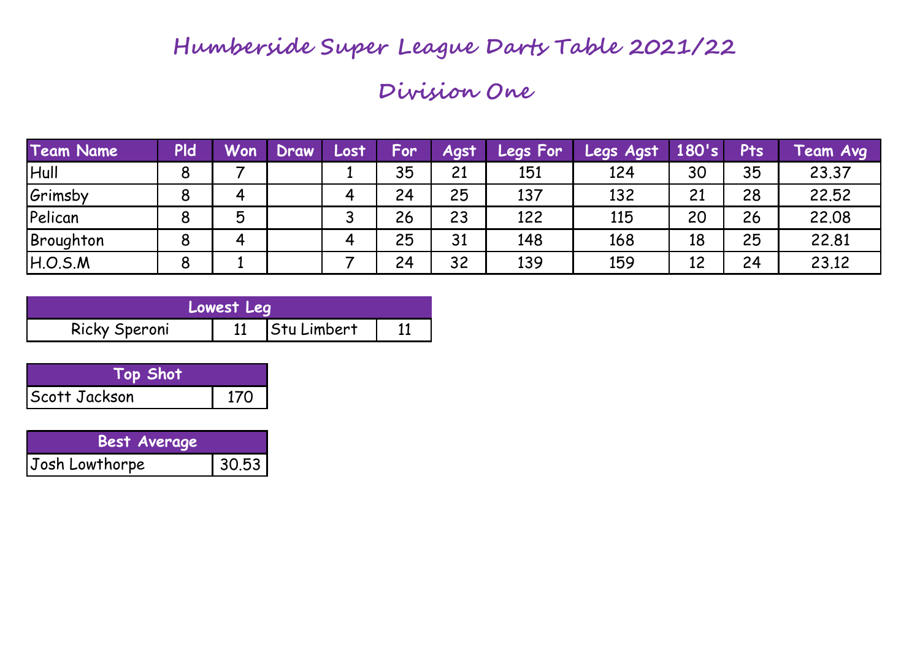# Humberside Super League Darts Table 2021/22

## Division One

| Team Name | Pld | Won | Draw | Lost | For | Agst | Legs For | Legs Agst | 180's | Pts | Team Avg |
|---|---|---|---|---|---|---|---|---|---|---|---|
| Hull | 8 | 7 | | 1 | 35 | 21 | 151 | 124 | 30 | 35 | 23.37 |
| Grimsby | 8 | 4 | | 4 | 24 | 25 | 137 | 132 | 21 | 28 | 22.52 |
| Pelican | 8 | 5 | | 3 | 26 | 23 | 122 | 115 | 20 | 26 | 22.08 |
| Broughton | 8 | 4 | | 4 | 25 | 31 | 148 | 168 | 18 | 25 | 22.81 |
| H.O.S.M | 8 | 1 | | 7 | 24 | 32 | 139 | 159 | 12 | 24 | 23.12 |

| Lowest Leg | | | |
|---|---|---|---|
| Ricky Speroni | 11 | Stu Limbert | 11 |

| Top Shot | |
|---|---|
| Scott Jackson | 170 |

| Best Average | |
|---|---|
| Josh Lowthorpe | 30.53 |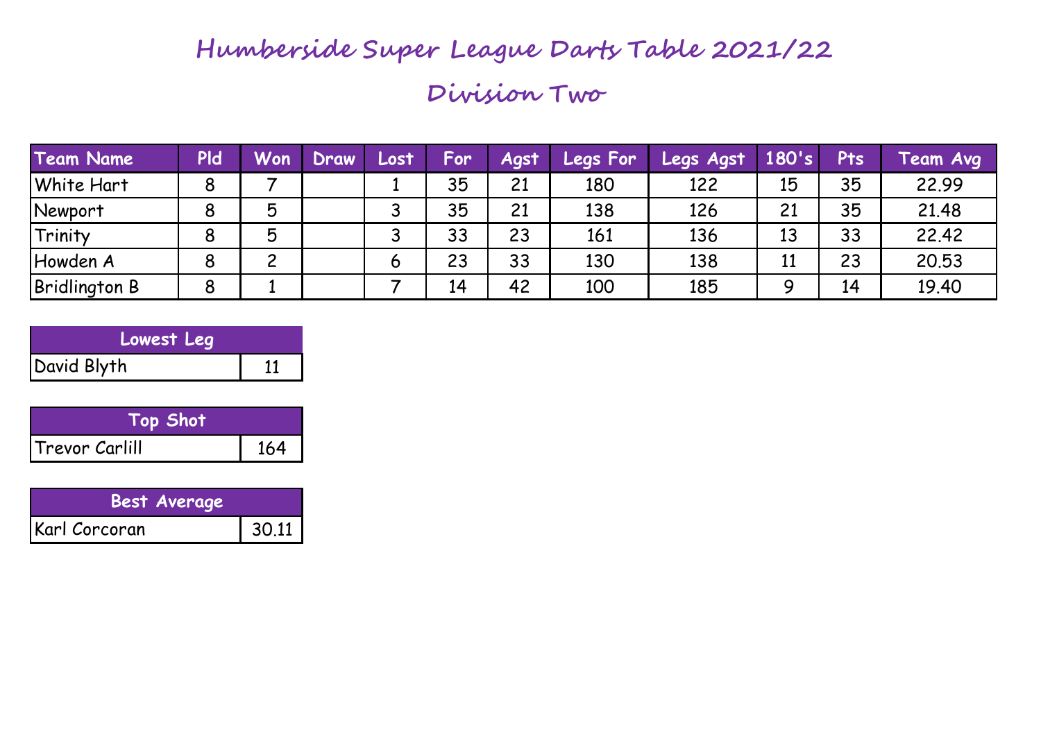# Humberside Super League Darts Table 2021/22

## Division Two

| Team Name | Pld | Won | Draw | Lost | For | Agst | Legs For | Legs Agst | 180's | Pts | Team Avg |
|---|---|---|---|---|---|---|---|---|---|---|---|
| White Hart | 8 | 7 | | 1 | 35 | 21 | 180 | 122 | 15 | 35 | 22.99 |
| Newport | 8 | 5 | | 3 | 35 | 21 | 138 | 126 | 21 | 35 | 21.48 |
| Trinity | 8 | 5 | | 3 | 33 | 23 | 161 | 136 | 13 | 33 | 22.42 |
| Howden A | 8 | 2 | | 6 | 23 | 33 | 130 | 138 | 11 | 23 | 20.53 |
| Bridlington B | 8 | 1 | | 7 | 14 | 42 | 100 | 185 | 9 | 14 | 19.40 |

| Lowest Leg | |
|---|---|
| David Blyth | 11 |

| Top Shot | |
|---|---|
| Trevor Carlill | 164 |

| Best Average | |
|---|---|
| Karl Corcoran | 30.11 |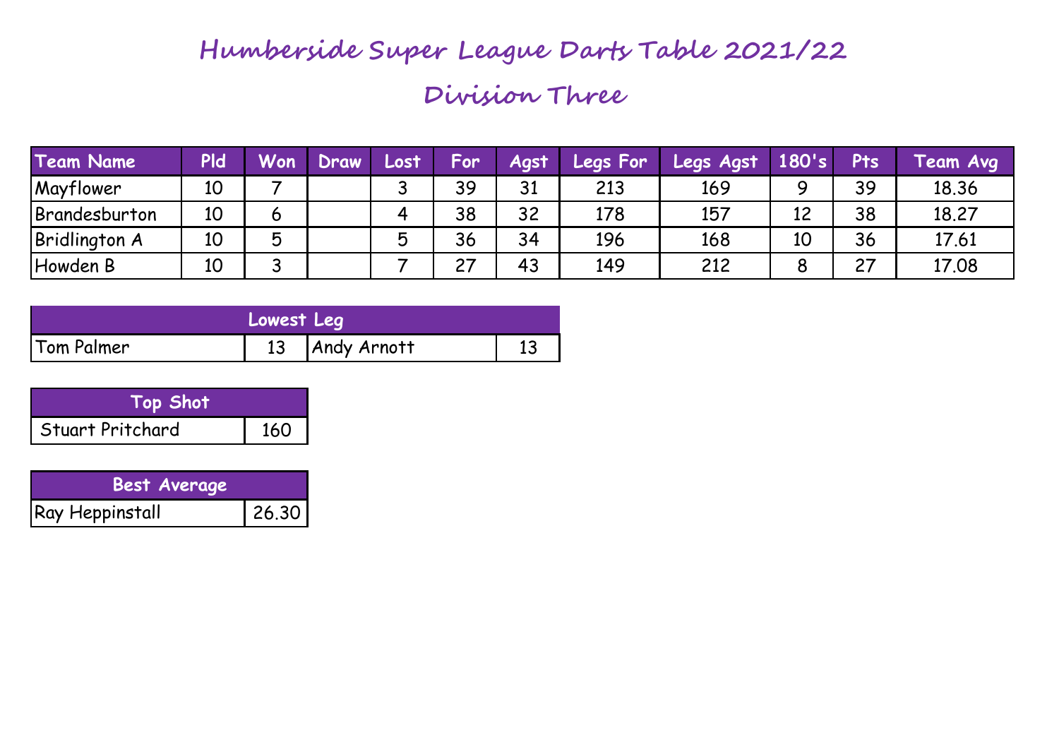# Humberside Super League Darts Table 2021/22

## Division Three

| Team Name | Pld | Won | Draw | Lost | For | Agst | Legs For | Legs Agst | 180's | Pts | Team Avg |
|---|---|---|---|---|---|---|---|---|---|---|---|
| Mayflower | 10 | 7 | | 3 | 39 | 31 | 213 | 169 | 9 | 39 | 18.36 |
| Brandesburton | 10 | 6 | | 4 | 38 | 32 | 178 | 157 | 12 | 38 | 18.27 |
| Bridlington A | 10 | 5 | | 5 | 36 | 34 | 196 | 168 | 10 | 36 | 17.61 |
| Howden B | 10 | 3 | | 7 | 27 | 43 | 149 | 212 | 8 | 27 | 17.08 |

| Lowest Leg | | | |
|---|---|---|---|
| Tom Palmer | 13 | Andy Arnott | 13 |

| Top Shot | |
|---|---|
| Stuart Pritchard | 160 |

| Best Average | |
|---|---|
| Ray Heppinstall | 26.30 |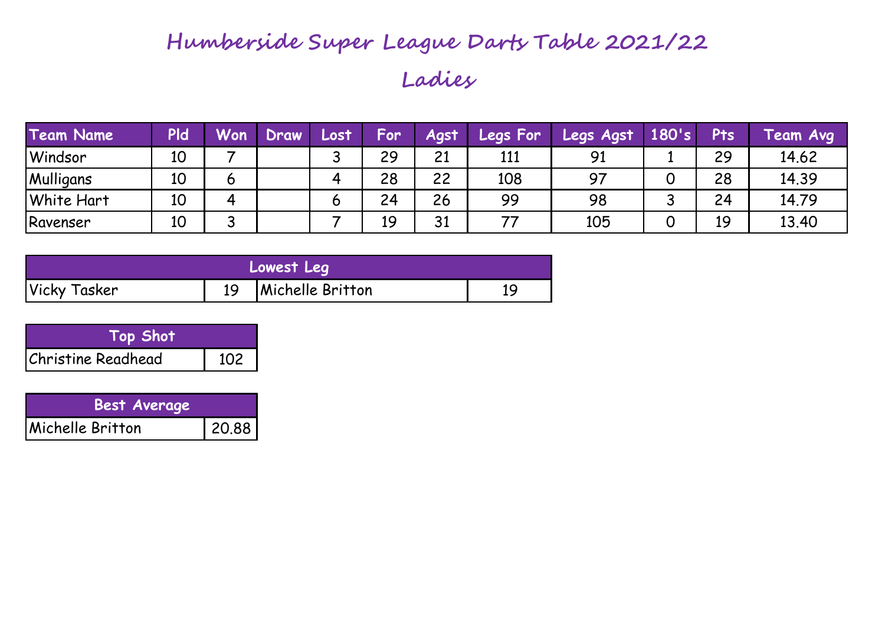# Humberside Super League Darts Table 2021/22

## Ladies

| Team Name | Pld | Won | Draw | Lost | For | Agst | Legs For | Legs Agst | 180's | Pts | Team Avg |
|---|---|---|---|---|---|---|---|---|---|---|---|
| Windsor | 10 | 7 | | 3 | 29 | 21 | 111 | 91 | 1 | 29 | 14.62 |
| Mulligans | 10 | 6 | | 4 | 28 | 22 | 108 | 97 | 0 | 28 | 14.39 |
| White Hart | 10 | 4 | | 6 | 24 | 26 | 99 | 98 | 3 | 24 | 14.79 |
| Ravenser | 10 | 3 | | 7 | 19 | 31 | 77 | 105 | 0 | 19 | 13.40 |

| Lowest Leg | | | |
|---|---|---|---|
| Vicky Tasker | 19 | Michelle Britton | 19 |

| Top Shot | |
|---|---|
| Christine Readhead | 102 |

| Best Average | |
|---|---|
| Michelle Britton | 20.88 |